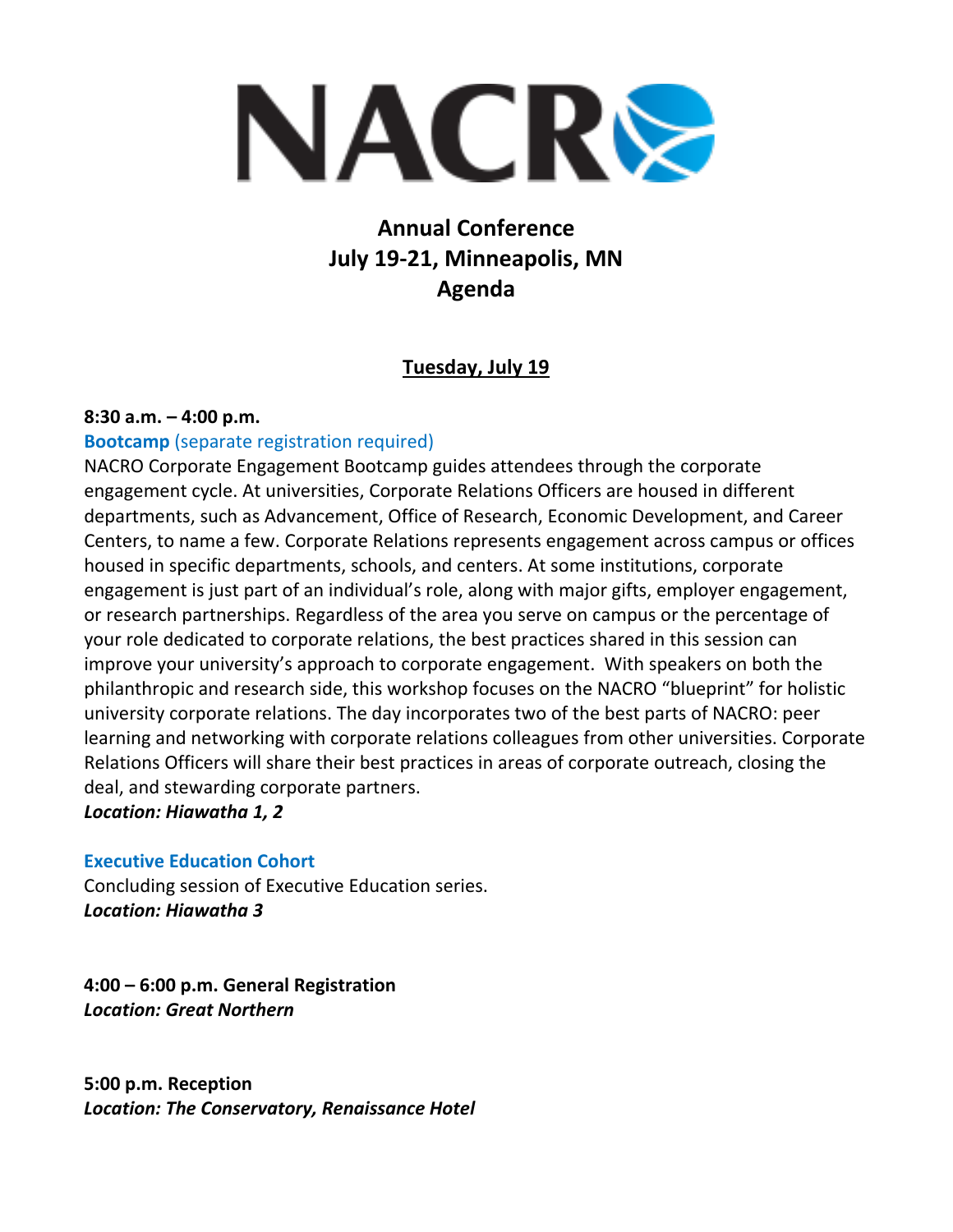# NACRO

## Annual Conference
## July 19-21, Minneapolis, MN
## Agenda

### Tuesday, July 19

**8:30 a.m. – 4:00 p.m.**

**Bootcamp** (separate registration required)

NACRO Corporate Engagement Bootcamp guides attendees through the corporate engagement cycle. At universities, Corporate Relations Officers are housed in different departments, such as Advancement, Office of Research, Economic Development, and Career Centers, to name a few. Corporate Relations represents engagement across campus or offices housed in specific departments, schools, and centers. At some institutions, corporate engagement is just part of an individual's role, along with major gifts, employer engagement, or research partnerships. Regardless of the area you serve on campus or the percentage of your role dedicated to corporate relations, the best practices shared in this session can improve your university's approach to corporate engagement. With speakers on both the philanthropic and research side, this workshop focuses on the NACRO "blueprint" for holistic university corporate relations. The day incorporates two of the best parts of NACRO: peer learning and networking with corporate relations colleagues from other universities. Corporate Relations Officers will share their best practices in areas of corporate outreach, closing the deal, and stewarding corporate partners.

***Location: Hiawatha 1, 2***

**Executive Education Cohort**

Concluding session of Executive Education series.

***Location: Hiawatha 3***

**4:00 – 6:00 p.m. General Registration**

***Location: Great Northern***

**5:00 p.m. Reception**

***Location: The Conservatory, Renaissance Hotel***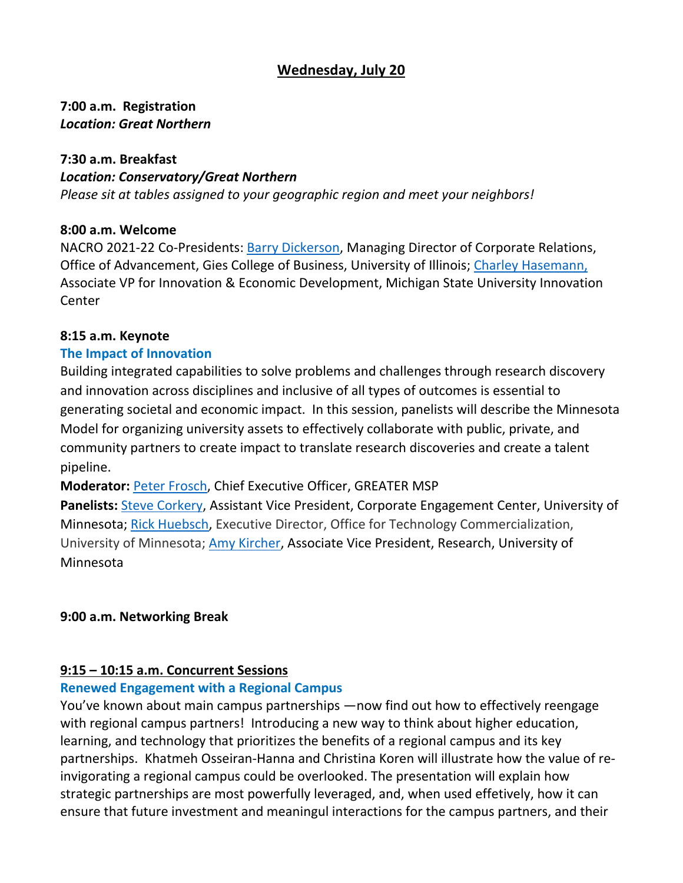## Wednesday, July 20

**7:00 a.m. Registration**
***Location: Great Northern***

**7:30 a.m. Breakfast**
***Location: Conservatory/Great Northern***
*Please sit at tables assigned to your geographic region and meet your neighbors!*

**8:00 a.m. Welcome**
NACRO 2021-22 Co-Presidents: Barry Dickerson, Managing Director of Corporate Relations, Office of Advancement, Gies College of Business, University of Illinois; Charley Hasemann, Associate VP for Innovation & Economic Development, Michigan State University Innovation Center

**8:15 a.m. Keynote**
**The Impact of Innovation**
Building integrated capabilities to solve problems and challenges through research discovery and innovation across disciplines and inclusive of all types of outcomes is essential to generating societal and economic impact. In this session, panelists will describe the Minnesota Model for organizing university assets to effectively collaborate with public, private, and community partners to create impact to translate research discoveries and create a talent pipeline.
**Moderator:** Peter Frosch, Chief Executive Officer, GREATER MSP
**Panelists:** Steve Corkery, Assistant Vice President, Corporate Engagement Center, University of Minnesota; Rick Huebsch, Executive Director, Office for Technology Commercialization, University of Minnesota; Amy Kircher, Associate Vice President, Research, University of Minnesota

**9:00 a.m. Networking Break**

**9:15 – 10:15 a.m. Concurrent Sessions**
**Renewed Engagement with a Regional Campus**
You've known about main campus partnerships —now find out how to effectively reengage with regional campus partners! Introducing a new way to think about higher education, learning, and technology that prioritizes the benefits of a regional campus and its key partnerships. Khatmeh Osseiran-Hanna and Christina Koren will illustrate how the value of re-invigorating a regional campus could be overlooked. The presentation will explain how strategic partnerships are most powerfully leveraged, and, when used effetively, how it can ensure that future investment and meaningul interactions for the campus partners, and their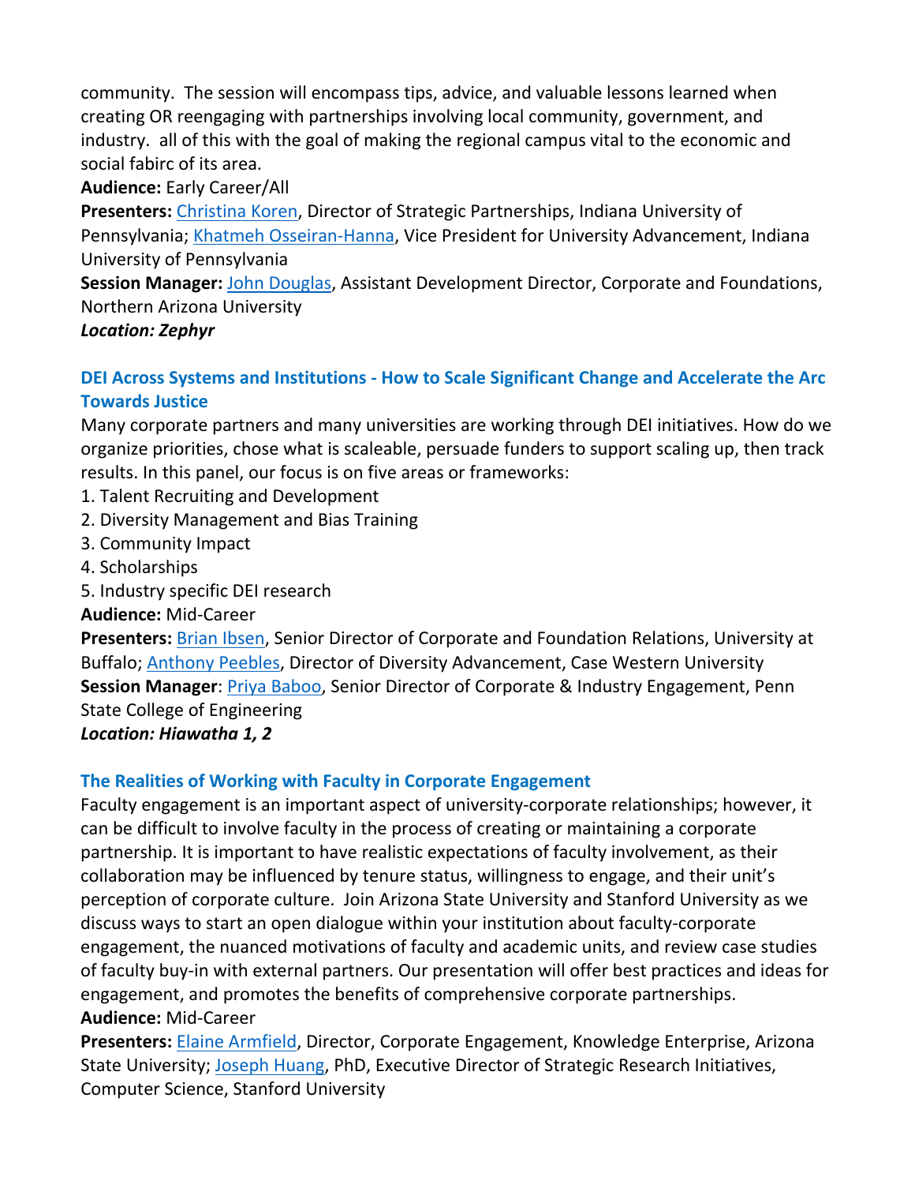community. The session will encompass tips, advice, and valuable lessons learned when creating OR reengaging with partnerships involving local community, government, and industry. all of this with the goal of making the regional campus vital to the economic and social fabirc of its area.

**Audience:** Early Career/All

**Presenters:** Christina Koren, Director of Strategic Partnerships, Indiana University of Pennsylvania; Khatmeh Osseiran-Hanna, Vice President for University Advancement, Indiana University of Pennsylvania

**Session Manager:** John Douglas, Assistant Development Director, Corporate and Foundations, Northern Arizona University

***Location: Zephyr***

### DEI Across Systems and Institutions - How to Scale Significant Change and Accelerate the Arc Towards Justice

Many corporate partners and many universities are working through DEI initiatives. How do we organize priorities, chose what is scaleable, persuade funders to support scaling up, then track results. In this panel, our focus is on five areas or frameworks:

1. Talent Recruiting and Development
2. Diversity Management and Bias Training
3. Community Impact
4. Scholarships
5. Industry specific DEI research

**Audience:** Mid-Career

**Presenters:** Brian Ibsen, Senior Director of Corporate and Foundation Relations, University at Buffalo; Anthony Peebles, Director of Diversity Advancement, Case Western University

**Session Manager**: Priya Baboo, Senior Director of Corporate & Industry Engagement, Penn State College of Engineering

***Location: Hiawatha 1, 2***

### The Realities of Working with Faculty in Corporate Engagement

Faculty engagement is an important aspect of university-corporate relationships; however, it can be difficult to involve faculty in the process of creating or maintaining a corporate partnership. It is important to have realistic expectations of faculty involvement, as their collaboration may be influenced by tenure status, willingness to engage, and their unit's perception of corporate culture. Join Arizona State University and Stanford University as we discuss ways to start an open dialogue within your institution about faculty-corporate engagement, the nuanced motivations of faculty and academic units, and review case studies of faculty buy-in with external partners. Our presentation will offer best practices and ideas for engagement, and promotes the benefits of comprehensive corporate partnerships.

**Audience:** Mid-Career

**Presenters:** Elaine Armfield, Director, Corporate Engagement, Knowledge Enterprise, Arizona State University; Joseph Huang, PhD, Executive Director of Strategic Research Initiatives, Computer Science, Stanford University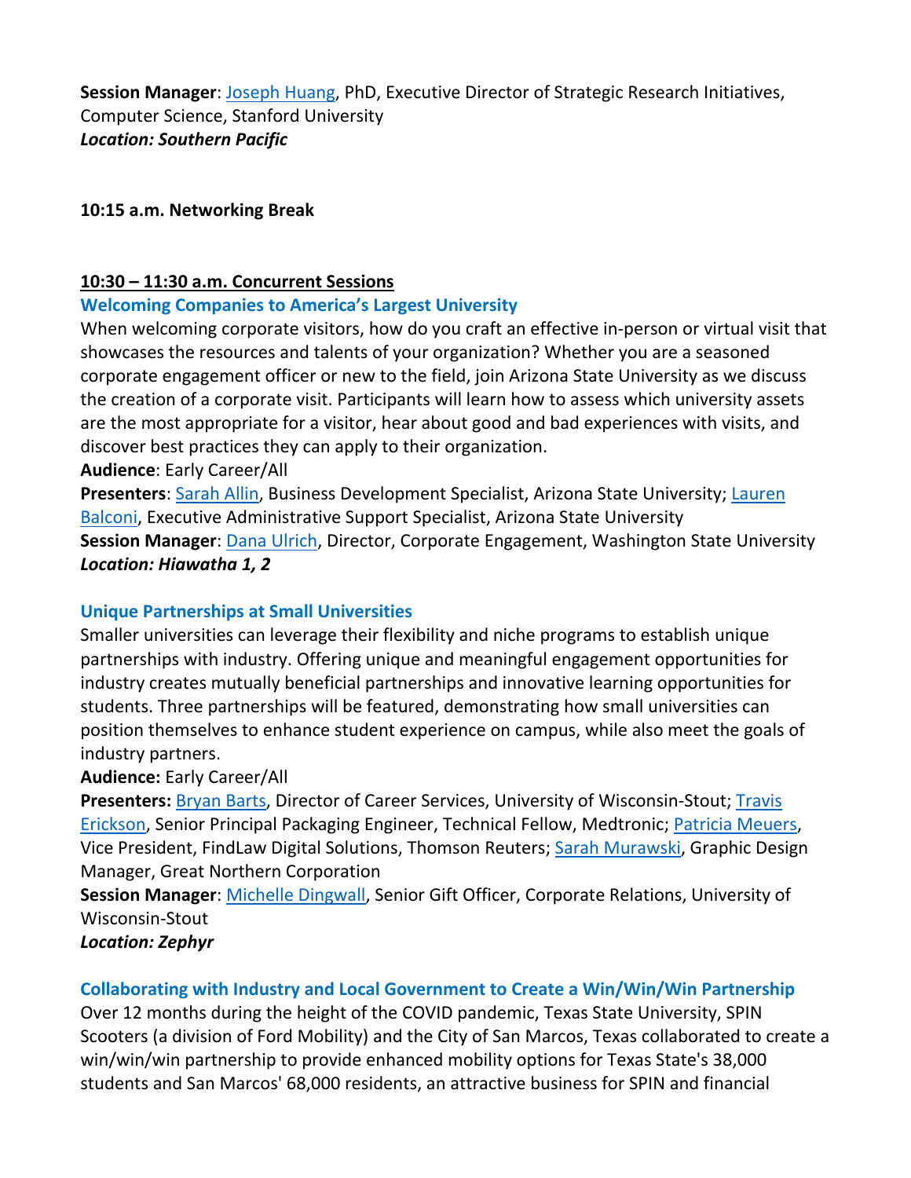**Session Manager**: Joseph Huang, PhD, Executive Director of Strategic Research Initiatives, Computer Science, Stanford University
***Location: Southern Pacific***

**10:15 a.m. Networking Break**

## 10:30 – 11:30 a.m. Concurrent Sessions

### Welcoming Companies to America's Largest University

When welcoming corporate visitors, how do you craft an effective in-person or virtual visit that showcases the resources and talents of your organization? Whether you are a seasoned corporate engagement officer or new to the field, join Arizona State University as we discuss the creation of a corporate visit. Participants will learn how to assess which university assets are the most appropriate for a visitor, hear about good and bad experiences with visits, and discover best practices they can apply to their organization.
**Audience**: Early Career/All
**Presenters**: Sarah Allin, Business Development Specialist, Arizona State University; Lauren Balconi, Executive Administrative Support Specialist, Arizona State University
**Session Manager**: Dana Ulrich, Director, Corporate Engagement, Washington State University
***Location: Hiawatha 1, 2***

### Unique Partnerships at Small Universities

Smaller universities can leverage their flexibility and niche programs to establish unique partnerships with industry. Offering unique and meaningful engagement opportunities for industry creates mutually beneficial partnerships and innovative learning opportunities for students. Three partnerships will be featured, demonstrating how small universities can position themselves to enhance student experience on campus, while also meet the goals of industry partners.
**Audience:** Early Career/All
**Presenters:** Bryan Barts, Director of Career Services, University of Wisconsin-Stout; Travis Erickson, Senior Principal Packaging Engineer, Technical Fellow, Medtronic; Patricia Meuers, Vice President, FindLaw Digital Solutions, Thomson Reuters; Sarah Murawski, Graphic Design Manager, Great Northern Corporation
**Session Manager**: Michelle Dingwall, Senior Gift Officer, Corporate Relations, University of Wisconsin-Stout
***Location: Zephyr***

### Collaborating with Industry and Local Government to Create a Win/Win/Win Partnership

Over 12 months during the height of the COVID pandemic, Texas State University, SPIN Scooters (a division of Ford Mobility) and the City of San Marcos, Texas collaborated to create a win/win/win partnership to provide enhanced mobility options for Texas State's 38,000 students and San Marcos' 68,000 residents, an attractive business for SPIN and financial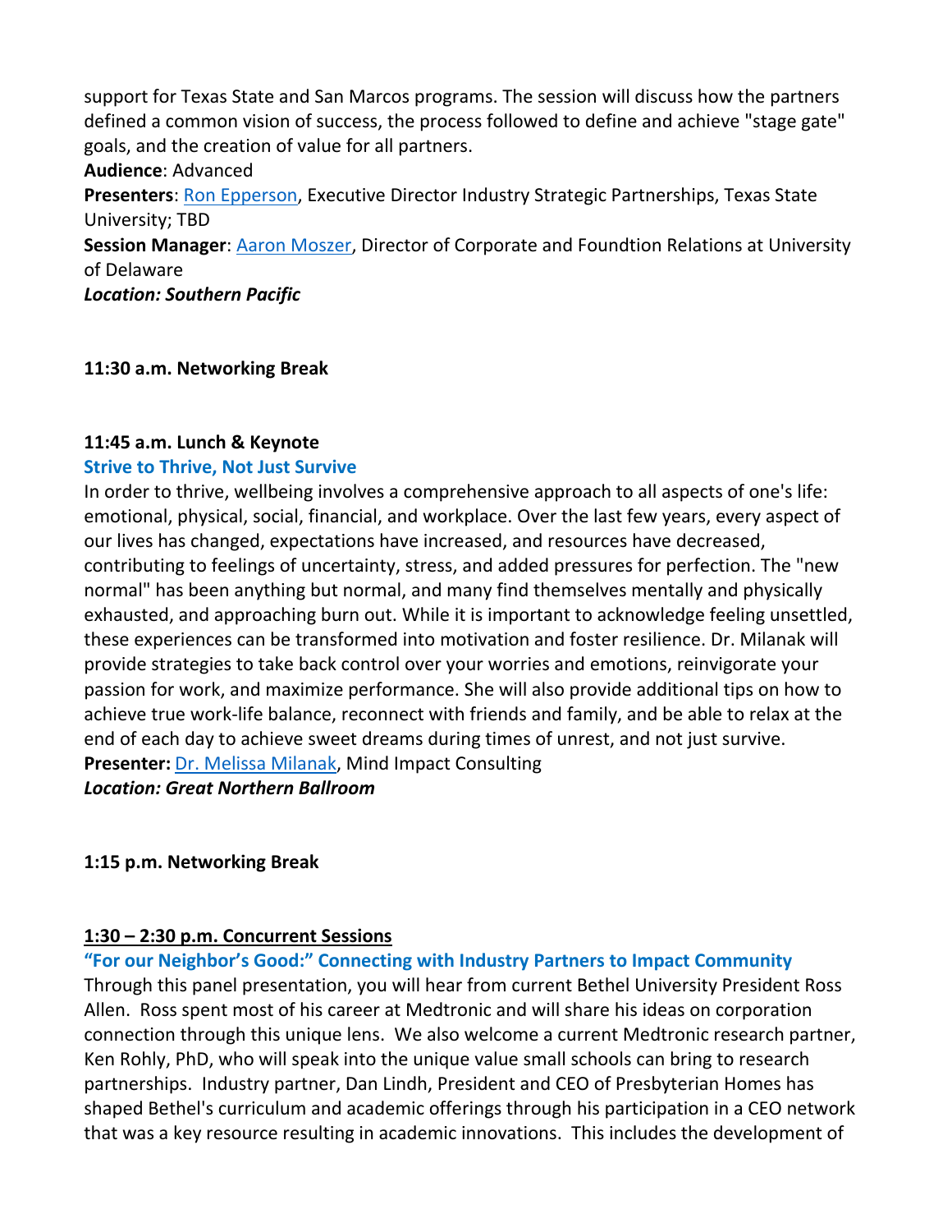support for Texas State and San Marcos programs. The session will discuss how the partners defined a common vision of success, the process followed to define and achieve "stage gate" goals, and the creation of value for all partners.

**Audience**: Advanced

**Presenters**: Ron Epperson, Executive Director Industry Strategic Partnerships, Texas State University; TBD

**Session Manager**: Aaron Moszer, Director of Corporate and Foundtion Relations at University of Delaware

***Location: Southern Pacific***

**11:30 a.m. Networking Break**

**11:45 a.m. Lunch & Keynote**

**Strive to Thrive, Not Just Survive**

In order to thrive, wellbeing involves a comprehensive approach to all aspects of one's life: emotional, physical, social, financial, and workplace. Over the last few years, every aspect of our lives has changed, expectations have increased, and resources have decreased, contributing to feelings of uncertainty, stress, and added pressures for perfection. The "new normal" has been anything but normal, and many find themselves mentally and physically exhausted, and approaching burn out. While it is important to acknowledge feeling unsettled, these experiences can be transformed into motivation and foster resilience. Dr. Milanak will provide strategies to take back control over your worries and emotions, reinvigorate your passion for work, and maximize performance. She will also provide additional tips on how to achieve true work-life balance, reconnect with friends and family, and be able to relax at the end of each day to achieve sweet dreams during times of unrest, and not just survive.

**Presenter:** Dr. Melissa Milanak, Mind Impact Consulting

***Location: Great Northern Ballroom***

**1:15 p.m. Networking Break**

**1:30 – 2:30 p.m. Concurrent Sessions**

**"For our Neighbor's Good:" Connecting with Industry Partners to Impact Community**

Through this panel presentation, you will hear from current Bethel University President Ross Allen. Ross spent most of his career at Medtronic and will share his ideas on corporation connection through this unique lens. We also welcome a current Medtronic research partner, Ken Rohly, PhD, who will speak into the unique value small schools can bring to research partnerships. Industry partner, Dan Lindh, President and CEO of Presbyterian Homes has shaped Bethel's curriculum and academic offerings through his participation in a CEO network that was a key resource resulting in academic innovations. This includes the development of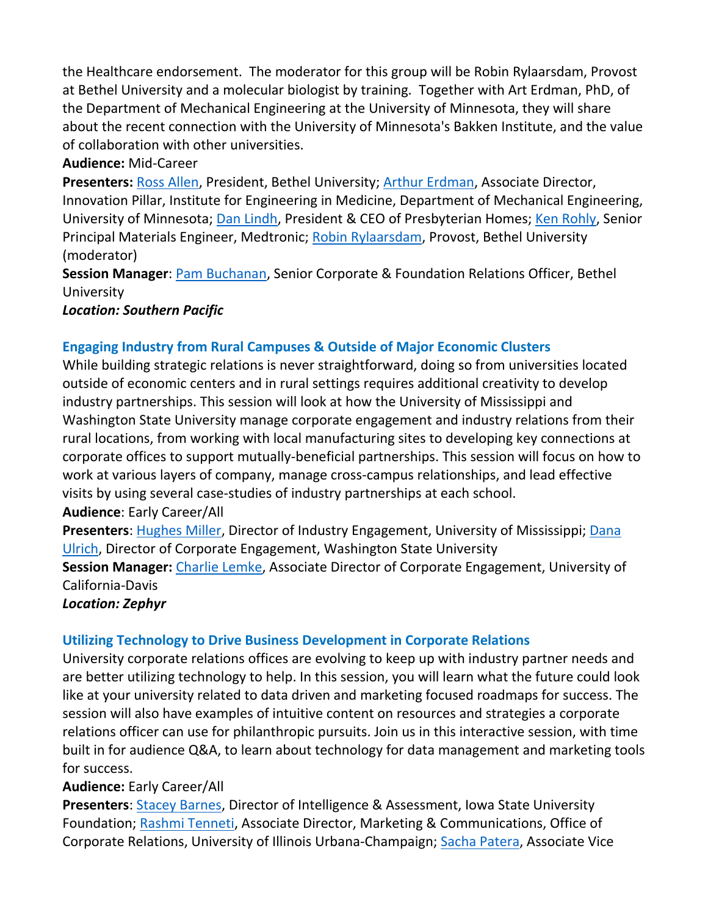the Healthcare endorsement. The moderator for this group will be Robin Rylaarsdam, Provost at Bethel University and a molecular biologist by training. Together with Art Erdman, PhD, of the Department of Mechanical Engineering at the University of Minnesota, they will share about the recent connection with the University of Minnesota's Bakken Institute, and the value of collaboration with other universities.

**Audience:** Mid-Career

**Presenters:** Ross Allen, President, Bethel University; Arthur Erdman, Associate Director, Innovation Pillar, Institute for Engineering in Medicine, Department of Mechanical Engineering, University of Minnesota; Dan Lindh, President & CEO of Presbyterian Homes; Ken Rohly, Senior Principal Materials Engineer, Medtronic; Robin Rylaarsdam, Provost, Bethel University (moderator)

**Session Manager**: Pam Buchanan, Senior Corporate & Foundation Relations Officer, Bethel University

***Location: Southern Pacific***

### Engaging Industry from Rural Campuses & Outside of Major Economic Clusters

While building strategic relations is never straightforward, doing so from universities located outside of economic centers and in rural settings requires additional creativity to develop industry partnerships. This session will look at how the University of Mississippi and Washington State University manage corporate engagement and industry relations from their rural locations, from working with local manufacturing sites to developing key connections at corporate offices to support mutually-beneficial partnerships. This session will focus on how to work at various layers of company, manage cross-campus relationships, and lead effective visits by using several case-studies of industry partnerships at each school.

**Audience**: Early Career/All

**Presenters**: Hughes Miller, Director of Industry Engagement, University of Mississippi; Dana Ulrich, Director of Corporate Engagement, Washington State University

**Session Manager:** Charlie Lemke, Associate Director of Corporate Engagement, University of California-Davis

***Location: Zephyr***

### Utilizing Technology to Drive Business Development in Corporate Relations

University corporate relations offices are evolving to keep up with industry partner needs and are better utilizing technology to help. In this session, you will learn what the future could look like at your university related to data driven and marketing focused roadmaps for success. The session will also have examples of intuitive content on resources and strategies a corporate relations officer can use for philanthropic pursuits. Join us in this interactive session, with time built in for audience Q&A, to learn about technology for data management and marketing tools for success.

**Audience:** Early Career/All

**Presenters**: Stacey Barnes, Director of Intelligence & Assessment, Iowa State University Foundation; Rashmi Tenneti, Associate Director, Marketing & Communications, Office of Corporate Relations, University of Illinois Urbana-Champaign; Sacha Patera, Associate Vice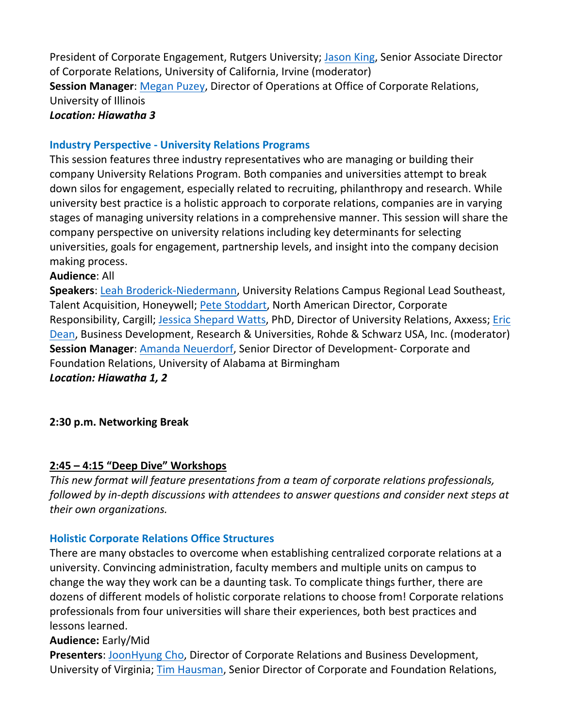President of Corporate Engagement, Rutgers University; Jason King, Senior Associate Director of Corporate Relations, University of California, Irvine (moderator)
**Session Manager**: Megan Puzey, Director of Operations at Office of Corporate Relations, University of Illinois
***Location: Hiawatha 3***

### Industry Perspective - University Relations Programs

This session features three industry representatives who are managing or building their company University Relations Program. Both companies and universities attempt to break down silos for engagement, especially related to recruiting, philanthropy and research. While university best practice is a holistic approach to corporate relations, companies are in varying stages of managing university relations in a comprehensive manner. This session will share the company perspective on university relations including key determinants for selecting universities, goals for engagement, partnership levels, and insight into the company decision making process.
**Audience**: All
**Speakers**: Leah Broderick-Niedermann, University Relations Campus Regional Lead Southeast, Talent Acquisition, Honeywell; Pete Stoddart, North American Director, Corporate Responsibility, Cargill; Jessica Shepard Watts, PhD, Director of University Relations, Axxess; Eric Dean, Business Development, Research & Universities, Rohde & Schwarz USA, Inc. (moderator)
**Session Manager**: Amanda Neuerdorf, Senior Director of Development- Corporate and Foundation Relations, University of Alabama at Birmingham
***Location: Hiawatha 1, 2***

**2:30 p.m. Networking Break**

## 2:45 – 4:15 "Deep Dive" Workshops

*This new format will feature presentations from a team of corporate relations professionals, followed by in-depth discussions with attendees to answer questions and consider next steps at their own organizations.*

### Holistic Corporate Relations Office Structures

There are many obstacles to overcome when establishing centralized corporate relations at a university. Convincing administration, faculty members and multiple units on campus to change the way they work can be a daunting task. To complicate things further, there are dozens of different models of holistic corporate relations to choose from! Corporate relations professionals from four universities will share their experiences, both best practices and lessons learned.
**Audience:** Early/Mid
**Presenters**: JoonHyung Cho, Director of Corporate Relations and Business Development, University of Virginia; Tim Hausman, Senior Director of Corporate and Foundation Relations,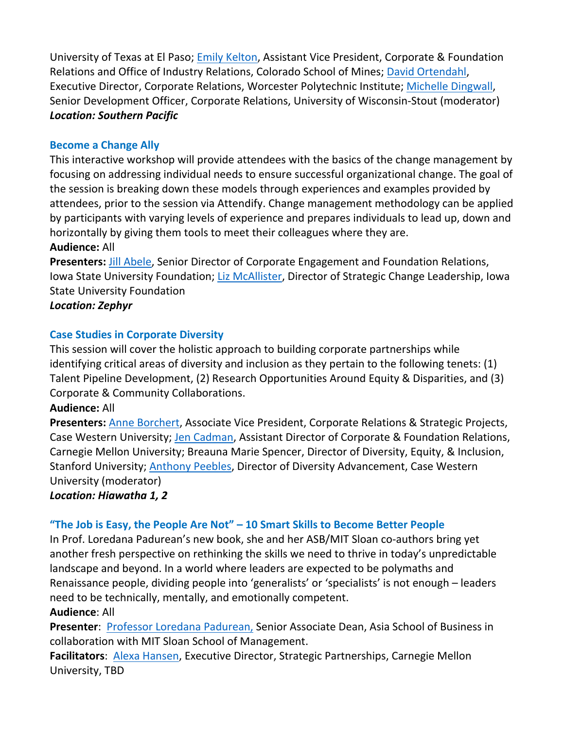University of Texas at El Paso; Emily Kelton, Assistant Vice President, Corporate & Foundation Relations and Office of Industry Relations, Colorado School of Mines; David Ortendahl, Executive Director, Corporate Relations, Worcester Polytechnic Institute; Michelle Dingwall, Senior Development Officer, Corporate Relations, University of Wisconsin-Stout (moderator)
***Location: Southern Pacific***

### Become a Change Ally

This interactive workshop will provide attendees with the basics of the change management by focusing on addressing individual needs to ensure successful organizational change. The goal of the session is breaking down these models through experiences and examples provided by attendees, prior to the session via Attendify. Change management methodology can be applied by participants with varying levels of experience and prepares individuals to lead up, down and horizontally by giving them tools to meet their colleagues where they are.
**Audience:** All
**Presenters:** Jill Abele, Senior Director of Corporate Engagement and Foundation Relations, Iowa State University Foundation; Liz McAllister, Director of Strategic Change Leadership, Iowa State University Foundation
***Location: Zephyr***

### Case Studies in Corporate Diversity

This session will cover the holistic approach to building corporate partnerships while identifying critical areas of diversity and inclusion as they pertain to the following tenets: (1) Talent Pipeline Development, (2) Research Opportunities Around Equity & Disparities, and (3) Corporate & Community Collaborations.
**Audience:** All
**Presenters:** Anne Borchert, Associate Vice President, Corporate Relations & Strategic Projects, Case Western University; Jen Cadman, Assistant Director of Corporate & Foundation Relations, Carnegie Mellon University; Breauna Marie Spencer, Director of Diversity, Equity, & Inclusion, Stanford University; Anthony Peebles, Director of Diversity Advancement, Case Western University (moderator)
***Location: Hiawatha 1, 2***

### "The Job is Easy, the People Are Not" – 10 Smart Skills to Become Better People

In Prof. Loredana Padurean's new book, she and her ASB/MIT Sloan co-authors bring yet another fresh perspective on rethinking the skills we need to thrive in today's unpredictable landscape and beyond. In a world where leaders are expected to be polymaths and Renaissance people, dividing people into 'generalists' or 'specialists' is not enough – leaders need to be technically, mentally, and emotionally competent.
**Audience**: All
**Presenter**: Professor Loredana Padurean, Senior Associate Dean, Asia School of Business in collaboration with MIT Sloan School of Management.
**Facilitators**: Alexa Hansen, Executive Director, Strategic Partnerships, Carnegie Mellon University, TBD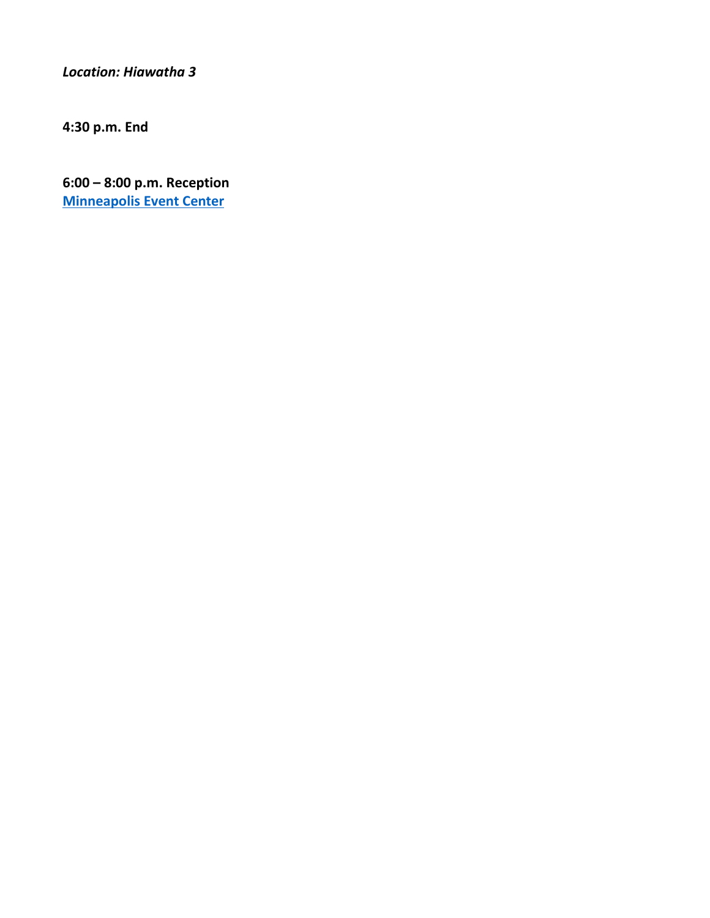***Location: Hiawatha 3***

**4:30 p.m. End**

**6:00 – 8:00 p.m. Reception**
**Minneapolis Event Center**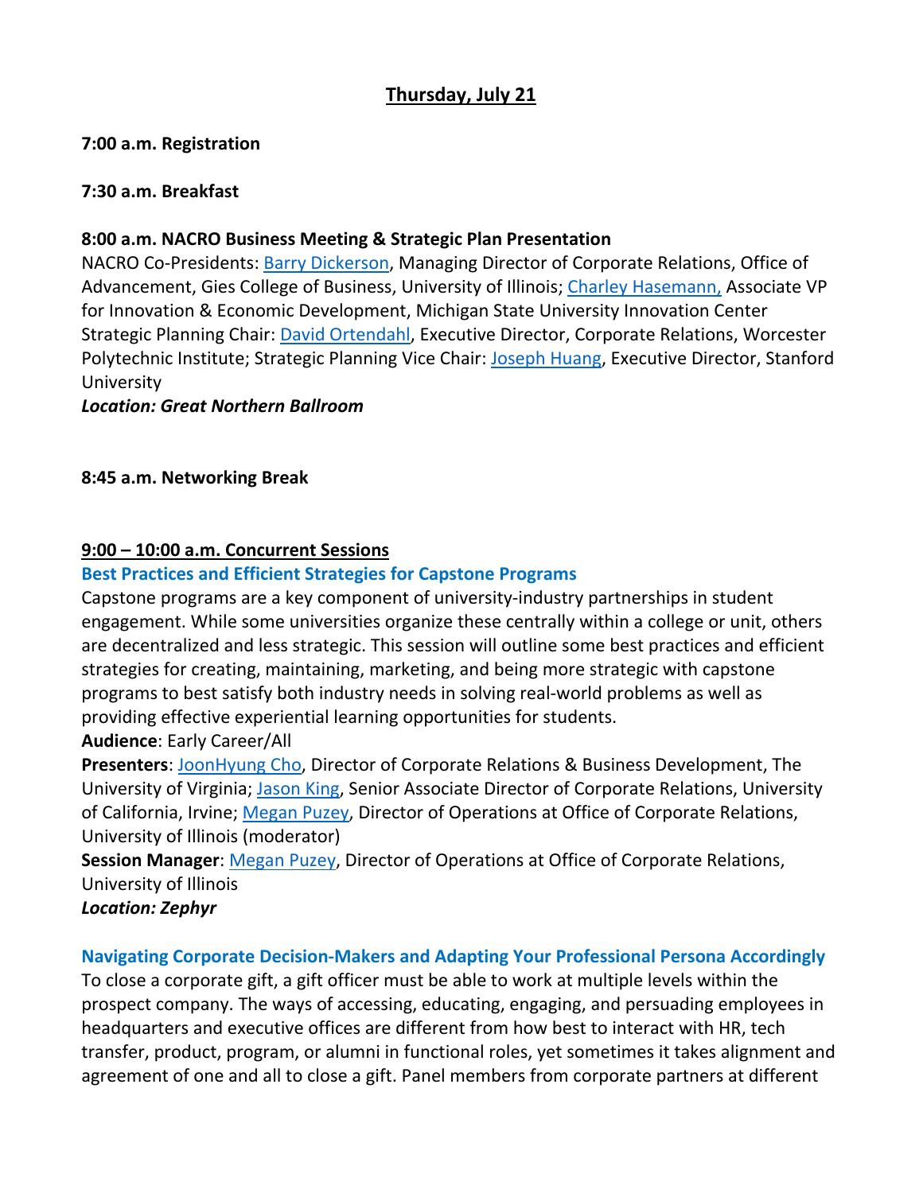## Thursday, July 21

**7:00 a.m. Registration**

**7:30 a.m. Breakfast**

**8:00 a.m. NACRO Business Meeting & Strategic Plan Presentation**

NACRO Co-Presidents: Barry Dickerson, Managing Director of Corporate Relations, Office of Advancement, Gies College of Business, University of Illinois; Charley Hasemann, Associate VP for Innovation & Economic Development, Michigan State University Innovation Center
Strategic Planning Chair: David Ortendahl, Executive Director, Corporate Relations, Worcester Polytechnic Institute; Strategic Planning Vice Chair: Joseph Huang, Executive Director, Stanford University

***Location: Great Northern Ballroom***

**8:45 a.m. Networking Break**

**9:00 – 10:00 a.m. Concurrent Sessions**

### Best Practices and Efficient Strategies for Capstone Programs

Capstone programs are a key component of university-industry partnerships in student engagement. While some universities organize these centrally within a college or unit, others are decentralized and less strategic. This session will outline some best practices and efficient strategies for creating, maintaining, marketing, and being more strategic with capstone programs to best satisfy both industry needs in solving real-world problems as well as providing effective experiential learning opportunities for students.

**Audience**: Early Career/All

**Presenters**: JoonHyung Cho, Director of Corporate Relations & Business Development, The University of Virginia; Jason King, Senior Associate Director of Corporate Relations, University of California, Irvine; Megan Puzey, Director of Operations at Office of Corporate Relations, University of Illinois (moderator)

**Session Manager**: Megan Puzey, Director of Operations at Office of Corporate Relations, University of Illinois

***Location: Zephyr***

### Navigating Corporate Decision-Makers and Adapting Your Professional Persona Accordingly

To close a corporate gift, a gift officer must be able to work at multiple levels within the prospect company. The ways of accessing, educating, engaging, and persuading employees in headquarters and executive offices are different from how best to interact with HR, tech transfer, product, program, or alumni in functional roles, yet sometimes it takes alignment and agreement of one and all to close a gift. Panel members from corporate partners at different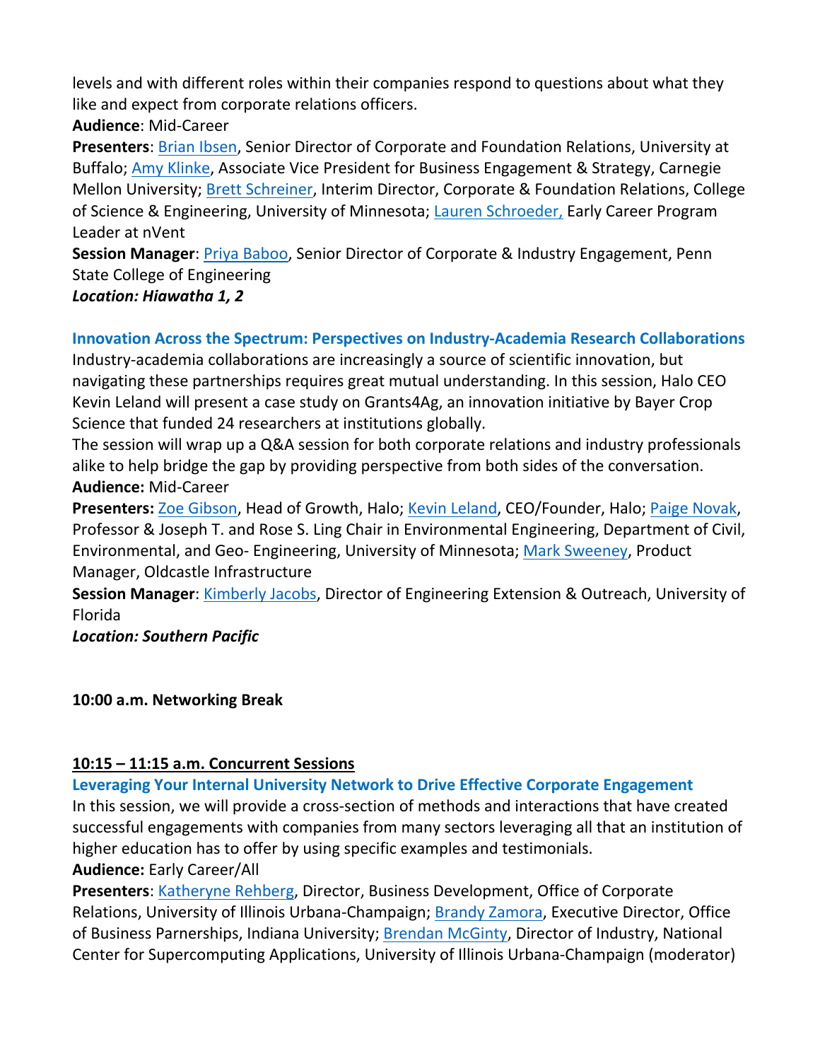levels and with different roles within their companies respond to questions about what they like and expect from corporate relations officers.

**Audience**: Mid-Career

**Presenters**: Brian Ibsen, Senior Director of Corporate and Foundation Relations, University at Buffalo; Amy Klinke, Associate Vice President for Business Engagement & Strategy, Carnegie Mellon University; Brett Schreiner, Interim Director, Corporate & Foundation Relations, College of Science & Engineering, University of Minnesota; Lauren Schroeder, Early Career Program Leader at nVent

**Session Manager**: Priya Baboo, Senior Director of Corporate & Industry Engagement, Penn State College of Engineering

***Location: Hiawatha 1, 2***

### Innovation Across the Spectrum: Perspectives on Industry-Academia Research Collaborations

Industry-academia collaborations are increasingly a source of scientific innovation, but navigating these partnerships requires great mutual understanding. In this session, Halo CEO Kevin Leland will present a case study on Grants4Ag, an innovation initiative by Bayer Crop Science that funded 24 researchers at institutions globally.

The session will wrap up a Q&A session for both corporate relations and industry professionals alike to help bridge the gap by providing perspective from both sides of the conversation.

**Audience:** Mid-Career

**Presenters:** Zoe Gibson, Head of Growth, Halo; Kevin Leland, CEO/Founder, Halo; Paige Novak, Professor & Joseph T. and Rose S. Ling Chair in Environmental Engineering, Department of Civil, Environmental, and Geo- Engineering, University of Minnesota; Mark Sweeney, Product Manager, Oldcastle Infrastructure

**Session Manager**: Kimberly Jacobs, Director of Engineering Extension & Outreach, University of Florida

***Location: Southern Pacific***

**10:00 a.m. Networking Break**

## 10:15 – 11:15 a.m. Concurrent Sessions

### Leveraging Your Internal University Network to Drive Effective Corporate Engagement

In this session, we will provide a cross-section of methods and interactions that have created successful engagements with companies from many sectors leveraging all that an institution of higher education has to offer by using specific examples and testimonials.

**Audience:** Early Career/All

**Presenters**: Katheryne Rehberg, Director, Business Development, Office of Corporate Relations, University of Illinois Urbana-Champaign; Brandy Zamora, Executive Director, Office of Business Parnerships, Indiana University; Brendan McGinty, Director of Industry, National Center for Supercomputing Applications, University of Illinois Urbana-Champaign (moderator)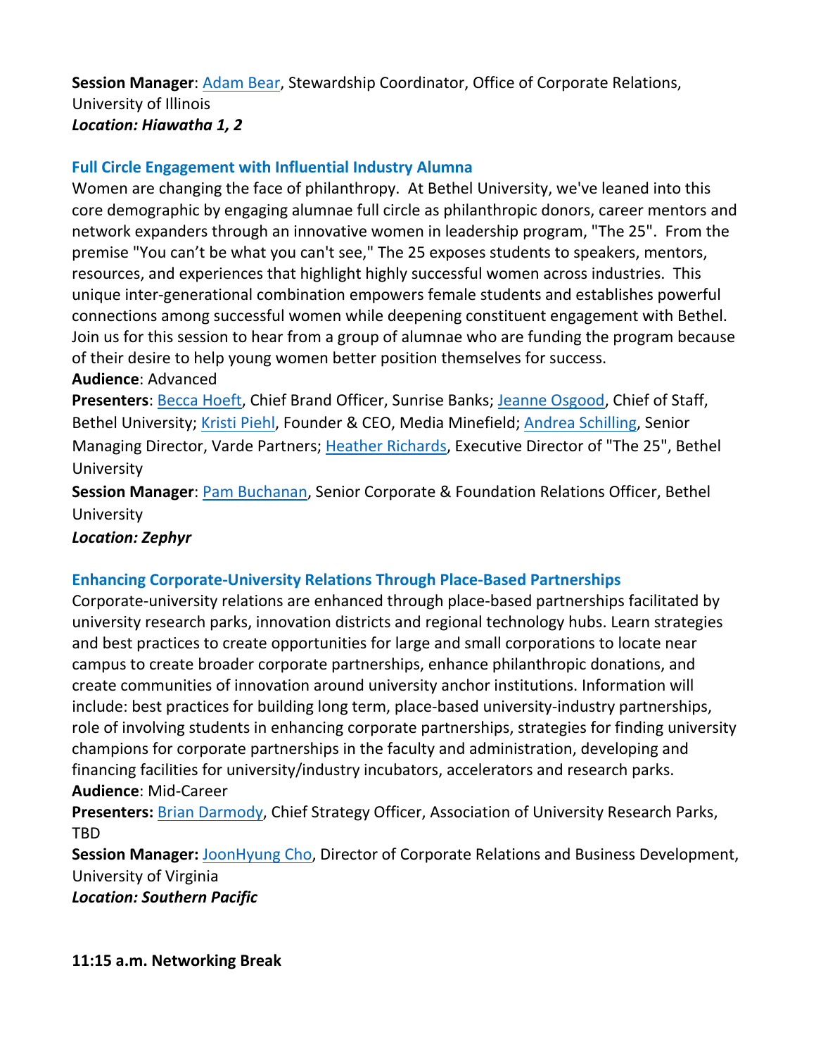**Session Manager**: Adam Bear, Stewardship Coordinator, Office of Corporate Relations, University of Illinois
***Location: Hiawatha 1, 2***

### Full Circle Engagement with Influential Industry Alumna

Women are changing the face of philanthropy. At Bethel University, we've leaned into this core demographic by engaging alumnae full circle as philanthropic donors, career mentors and network expanders through an innovative women in leadership program, "The 25". From the premise "You can't be what you can't see," The 25 exposes students to speakers, mentors, resources, and experiences that highlight highly successful women across industries. This unique inter-generational combination empowers female students and establishes powerful connections among successful women while deepening constituent engagement with Bethel. Join us for this session to hear from a group of alumnae who are funding the program because of their desire to help young women better position themselves for success.

**Audience**: Advanced
**Presenters**: Becca Hoeft, Chief Brand Officer, Sunrise Banks; Jeanne Osgood, Chief of Staff, Bethel University; Kristi Piehl, Founder & CEO, Media Minefield; Andrea Schilling, Senior Managing Director, Varde Partners; Heather Richards, Executive Director of "The 25", Bethel University
**Session Manager**: Pam Buchanan, Senior Corporate & Foundation Relations Officer, Bethel University
***Location: Zephyr***

### Enhancing Corporate-University Relations Through Place-Based Partnerships

Corporate-university relations are enhanced through place-based partnerships facilitated by university research parks, innovation districts and regional technology hubs. Learn strategies and best practices to create opportunities for large and small corporations to locate near campus to create broader corporate partnerships, enhance philanthropic donations, and create communities of innovation around university anchor institutions. Information will include: best practices for building long term, place-based university-industry partnerships, role of involving students in enhancing corporate partnerships, strategies for finding university champions for corporate partnerships in the faculty and administration, developing and financing facilities for university/industry incubators, accelerators and research parks.

**Audience**: Mid-Career
**Presenters:** Brian Darmody, Chief Strategy Officer, Association of University Research Parks, TBD
**Session Manager:** JoonHyung Cho, Director of Corporate Relations and Business Development, University of Virginia
***Location: Southern Pacific***

**11:15 a.m. Networking Break**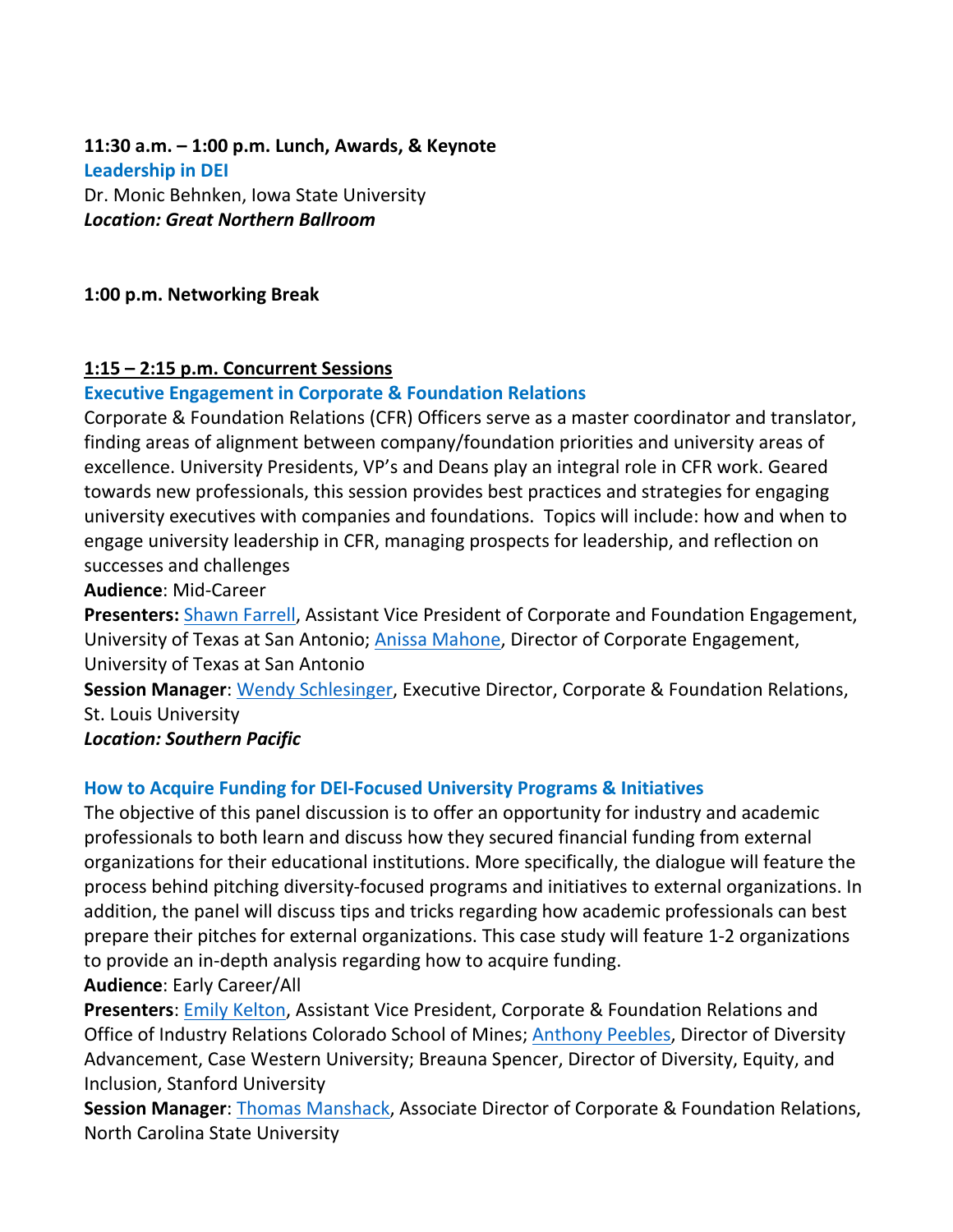**11:30 a.m. – 1:00 p.m. Lunch, Awards, & Keynote**

**Leadership in DEI**

Dr. Monic Behnken, Iowa State University

***Location: Great Northern Ballroom***

**1:00 p.m. Networking Break**

**1:15 – 2:15 p.m. Concurrent Sessions**

**Executive Engagement in Corporate & Foundation Relations**

Corporate & Foundation Relations (CFR) Officers serve as a master coordinator and translator, finding areas of alignment between company/foundation priorities and university areas of excellence. University Presidents, VP's and Deans play an integral role in CFR work. Geared towards new professionals, this session provides best practices and strategies for engaging university executives with companies and foundations. Topics will include: how and when to engage university leadership in CFR, managing prospects for leadership, and reflection on successes and challenges

**Audience**: Mid-Career

**Presenters:** Shawn Farrell, Assistant Vice President of Corporate and Foundation Engagement, University of Texas at San Antonio; Anissa Mahone, Director of Corporate Engagement, University of Texas at San Antonio

**Session Manager**: Wendy Schlesinger, Executive Director, Corporate & Foundation Relations, St. Louis University

***Location: Southern Pacific***

**How to Acquire Funding for DEI-Focused University Programs & Initiatives**

The objective of this panel discussion is to offer an opportunity for industry and academic professionals to both learn and discuss how they secured financial funding from external organizations for their educational institutions. More specifically, the dialogue will feature the process behind pitching diversity-focused programs and initiatives to external organizations. In addition, the panel will discuss tips and tricks regarding how academic professionals can best prepare their pitches for external organizations. This case study will feature 1-2 organizations to provide an in-depth analysis regarding how to acquire funding.

**Audience**: Early Career/All

**Presenters**: Emily Kelton, Assistant Vice President, Corporate & Foundation Relations and Office of Industry Relations Colorado School of Mines; Anthony Peebles, Director of Diversity Advancement, Case Western University; Breauna Spencer, Director of Diversity, Equity, and Inclusion, Stanford University

**Session Manager**: Thomas Manshack, Associate Director of Corporate & Foundation Relations, North Carolina State University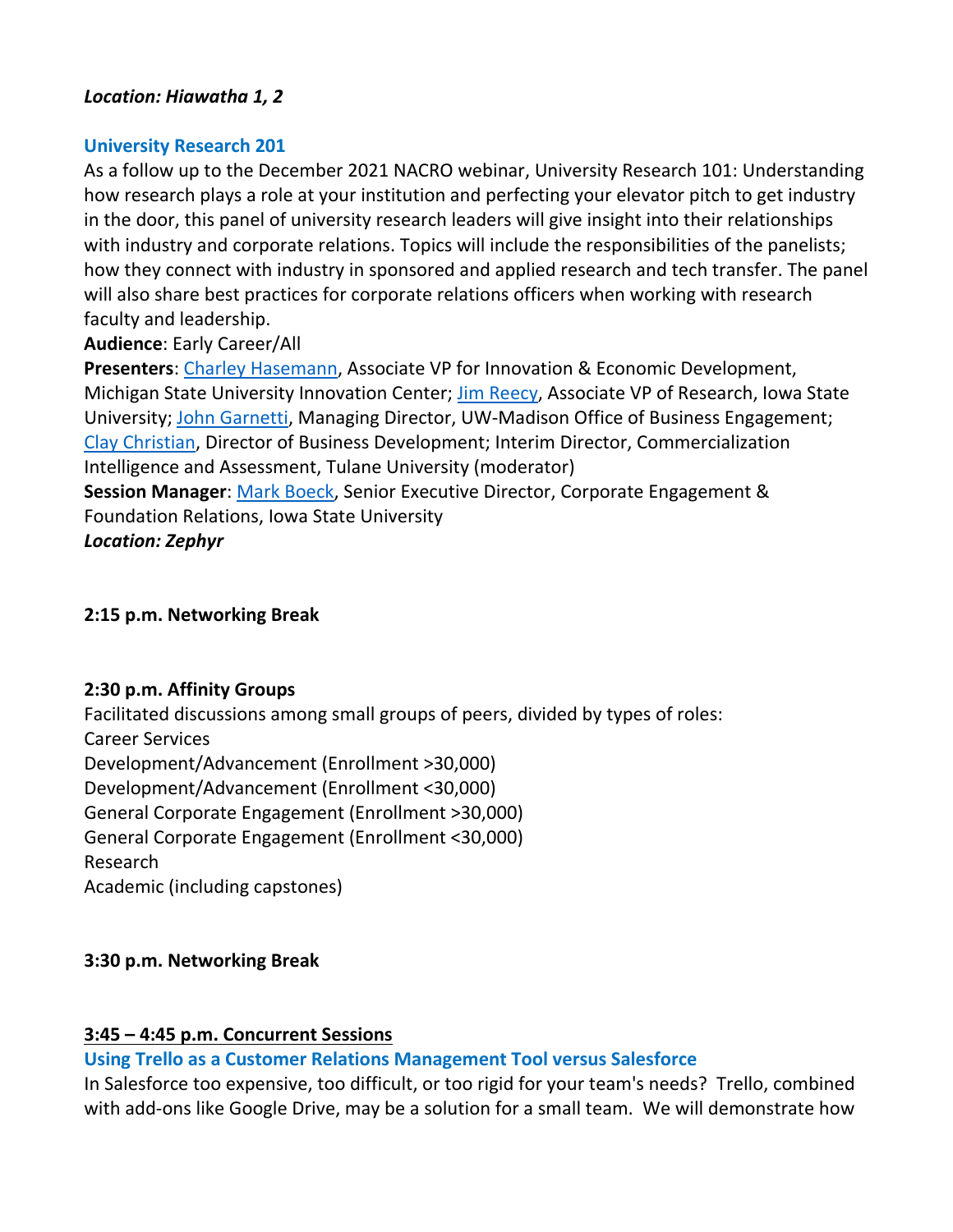***Location: Hiawatha 1, 2***

### University Research 201

As a follow up to the December 2021 NACRO webinar, University Research 101: Understanding how research plays a role at your institution and perfecting your elevator pitch to get industry in the door, this panel of university research leaders will give insight into their relationships with industry and corporate relations. Topics will include the responsibilities of the panelists; how they connect with industry in sponsored and applied research and tech transfer. The panel will also share best practices for corporate relations officers when working with research faculty and leadership.

**Audience**: Early Career/All

**Presenters**: Charley Hasemann, Associate VP for Innovation & Economic Development, Michigan State University Innovation Center; Jim Reecy, Associate VP of Research, Iowa State University; John Garnetti, Managing Director, UW-Madison Office of Business Engagement; Clay Christian, Director of Business Development; Interim Director, Commercialization Intelligence and Assessment, Tulane University (moderator)

**Session Manager**: Mark Boeck, Senior Executive Director, Corporate Engagement & Foundation Relations, Iowa State University

***Location: Zephyr***

**2:15 p.m. Networking Break**

**2:30 p.m. Affinity Groups**

Facilitated discussions among small groups of peers, divided by types of roles:

Career Services
Development/Advancement (Enrollment >30,000)
Development/Advancement (Enrollment <30,000)
General Corporate Engagement (Enrollment >30,000)
General Corporate Engagement (Enrollment <30,000)
Research
Academic (including capstones)

**3:30 p.m. Networking Break**

**3:45 – 4:45 p.m. Concurrent Sessions**

### Using Trello as a Customer Relations Management Tool versus Salesforce

In Salesforce too expensive, too difficult, or too rigid for your team's needs? Trello, combined with add-ons like Google Drive, may be a solution for a small team. We will demonstrate how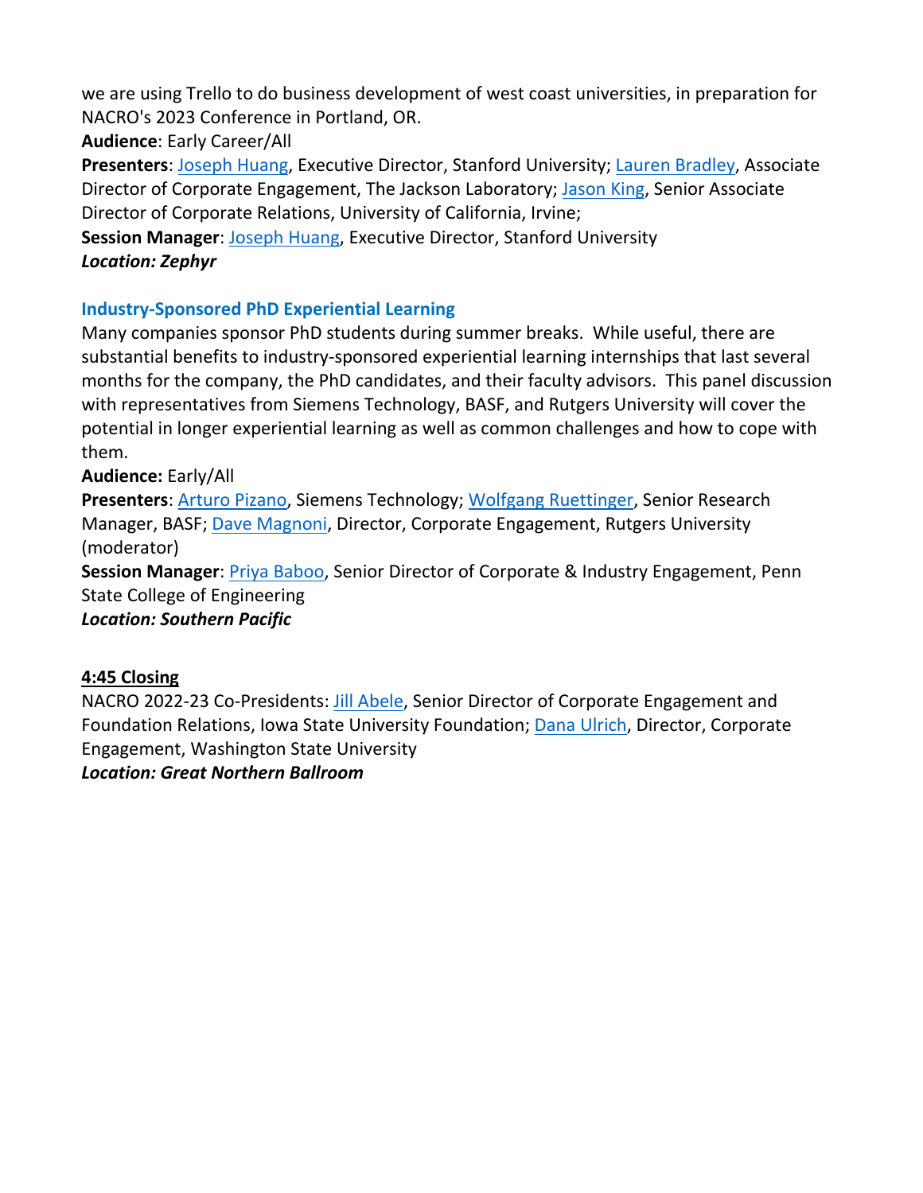we are using Trello to do business development of west coast universities, in preparation for NACRO's 2023 Conference in Portland, OR.

**Audience**: Early Career/All

**Presenters**: Joseph Huang, Executive Director, Stanford University; Lauren Bradley, Associate Director of Corporate Engagement, The Jackson Laboratory; Jason King, Senior Associate Director of Corporate Relations, University of California, Irvine;

**Session Manager**: Joseph Huang, Executive Director, Stanford University

***Location: Zephyr***

### Industry-Sponsored PhD Experiential Learning

Many companies sponsor PhD students during summer breaks. While useful, there are substantial benefits to industry-sponsored experiential learning internships that last several months for the company, the PhD candidates, and their faculty advisors. This panel discussion with representatives from Siemens Technology, BASF, and Rutgers University will cover the potential in longer experiential learning as well as common challenges and how to cope with them.

**Audience:** Early/All

**Presenters**: Arturo Pizano, Siemens Technology; Wolfgang Ruettinger, Senior Research Manager, BASF; Dave Magnoni, Director, Corporate Engagement, Rutgers University (moderator)

**Session Manager**: Priya Baboo, Senior Director of Corporate & Industry Engagement, Penn State College of Engineering

***Location: Southern Pacific***

### 4:45 Closing

NACRO 2022-23 Co-Presidents: Jill Abele, Senior Director of Corporate Engagement and Foundation Relations, Iowa State University Foundation; Dana Ulrich, Director, Corporate Engagement, Washington State University

***Location: Great Northern Ballroom***